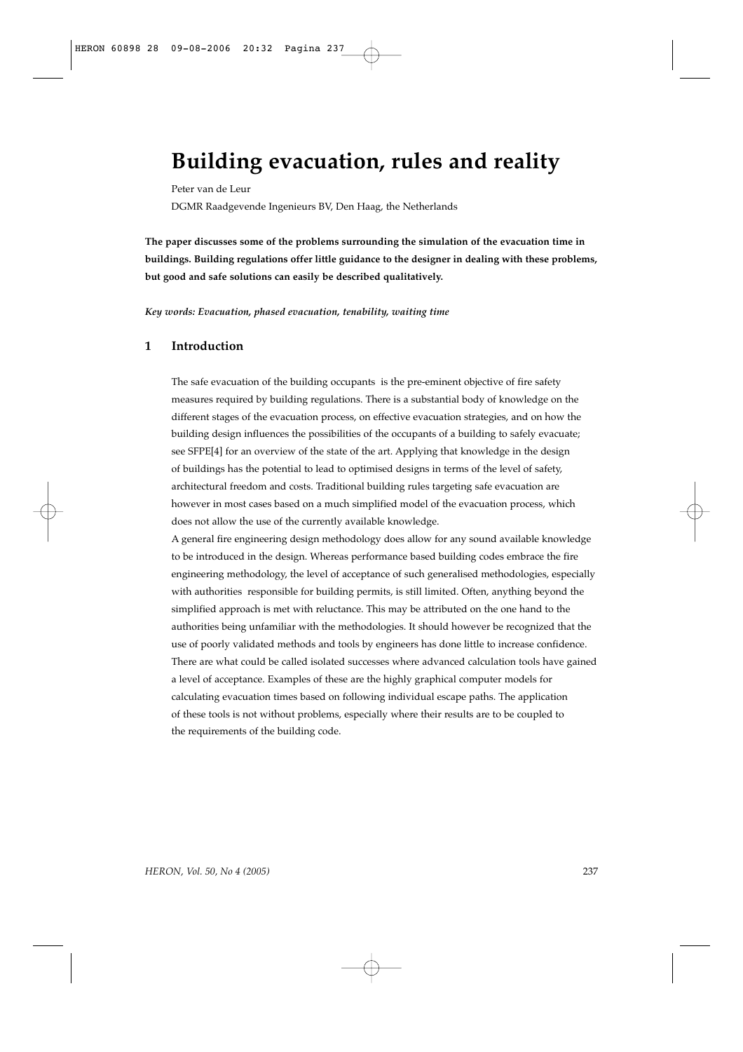# Building evacuation, rules and reality

Peter van de Leur

DGMR Raadgevende Ingenieurs BV, Den Haag, the Netherlands

**The paper discusses some of the problems surrounding the simulation of the evacuation time in buildings. Building regulations offer little guidance to the designer in dealing with these problems, but good and safe solutions can easily be described qualitatively.**

***Key words: Evacuation, phased evacuation, tenability, waiting time***

## 1 Introduction

The safe evacuation of the building occupants is the pre-eminent objective of fire safety measures required by building regulations. There is a substantial body of knowledge on the different stages of the evacuation process, on effective evacuation strategies, and on how the building design influences the possibilities of the occupants of a building to safely evacuate; see SFPE[4] for an overview of the state of the art. Applying that knowledge in the design of buildings has the potential to lead to optimised designs in terms of the level of safety, architectural freedom and costs. Traditional building rules targeting safe evacuation are however in most cases based on a much simplified model of the evacuation process, which does not allow the use of the currently available knowledge.

A general fire engineering design methodology does allow for any sound available knowledge to be introduced in the design. Whereas performance based building codes embrace the fire engineering methodology, the level of acceptance of such generalised methodologies, especially with authorities responsible for building permits, is still limited. Often, anything beyond the simplified approach is met with reluctance. This may be attributed on the one hand to the authorities being unfamiliar with the methodologies. It should however be recognized that the use of poorly validated methods and tools by engineers has done little to increase confidence. There are what could be called isolated successes where advanced calculation tools have gained a level of acceptance. Examples of these are the highly graphical computer models for calculating evacuation times based on following individual escape paths. The application of these tools is not without problems, especially where their results are to be coupled to the requirements of the building code.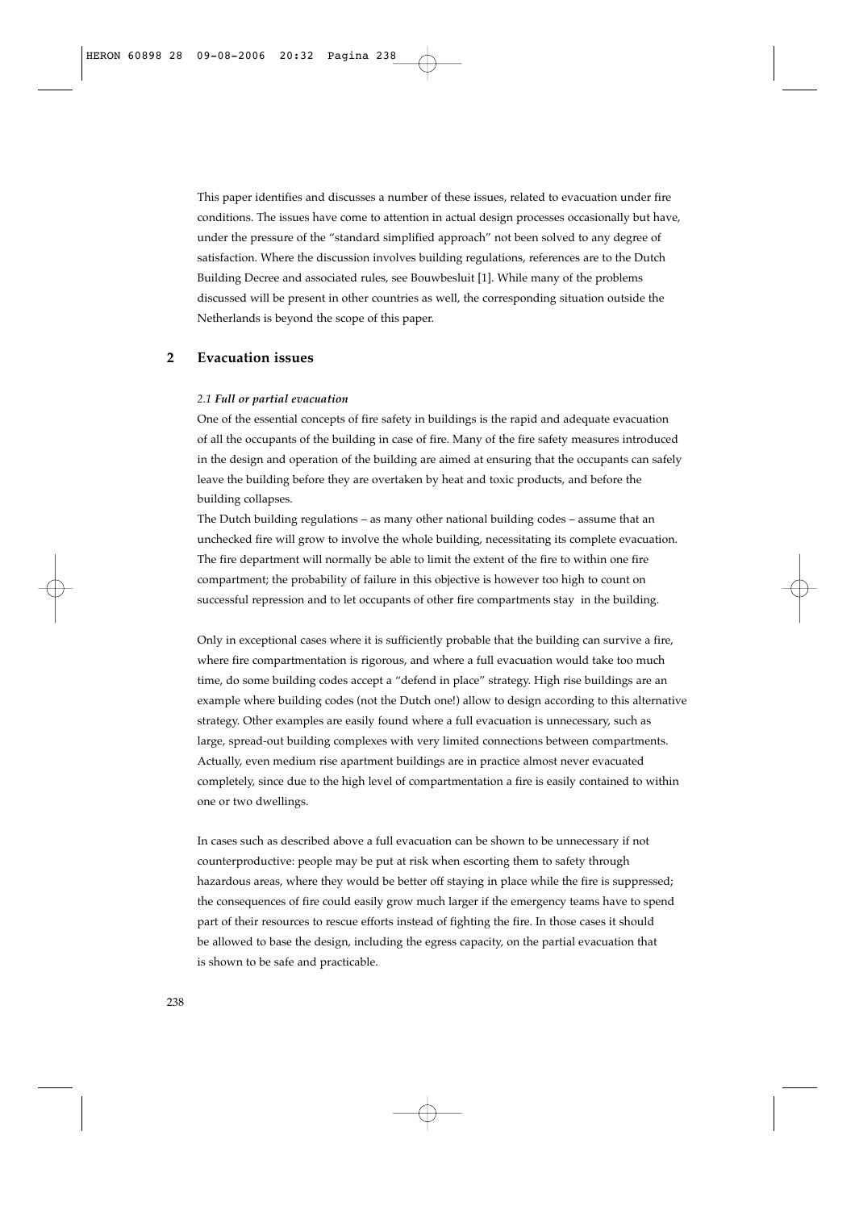This paper identifies and discusses a number of these issues, related to evacuation under fire conditions. The issues have come to attention in actual design processes occasionally but have, under the pressure of the "standard simplified approach" not been solved to any degree of satisfaction. Where the discussion involves building regulations, references are to the Dutch Building Decree and associated rules, see Bouwbesluit [1]. While many of the problems discussed will be present in other countries as well, the corresponding situation outside the Netherlands is beyond the scope of this paper.

## 2 Evacuation issues

### *2.1 Full or partial evacuation*

One of the essential concepts of fire safety in buildings is the rapid and adequate evacuation of all the occupants of the building in case of fire. Many of the fire safety measures introduced in the design and operation of the building are aimed at ensuring that the occupants can safely leave the building before they are overtaken by heat and toxic products, and before the building collapses.

The Dutch building regulations – as many other national building codes – assume that an unchecked fire will grow to involve the whole building, necessitating its complete evacuation. The fire department will normally be able to limit the extent of the fire to within one fire compartment; the probability of failure in this objective is however too high to count on successful repression and to let occupants of other fire compartments stay in the building.

Only in exceptional cases where it is sufficiently probable that the building can survive a fire, where fire compartmentation is rigorous, and where a full evacuation would take too much time, do some building codes accept a "defend in place" strategy. High rise buildings are an example where building codes (not the Dutch one!) allow to design according to this alternative strategy. Other examples are easily found where a full evacuation is unnecessary, such as large, spread-out building complexes with very limited connections between compartments. Actually, even medium rise apartment buildings are in practice almost never evacuated completely, since due to the high level of compartmentation a fire is easily contained to within one or two dwellings.

In cases such as described above a full evacuation can be shown to be unnecessary if not counterproductive: people may be put at risk when escorting them to safety through hazardous areas, where they would be better off staying in place while the fire is suppressed; the consequences of fire could easily grow much larger if the emergency teams have to spend part of their resources to rescue efforts instead of fighting the fire. In those cases it should be allowed to base the design, including the egress capacity, on the partial evacuation that is shown to be safe and practicable.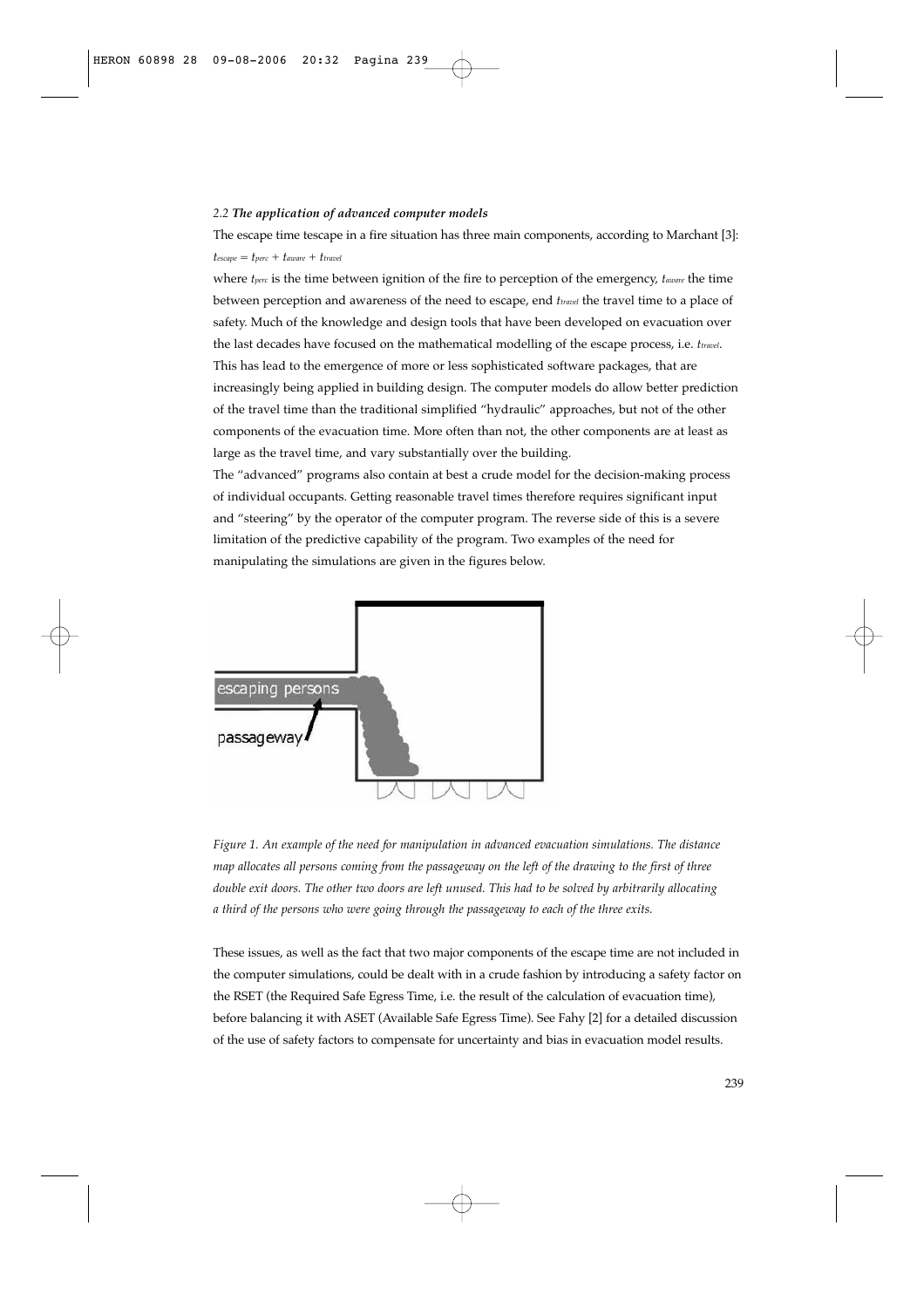### 2.2 *The application of advanced computer models*

The escape time tescape in a fire situation has three main components, according to Marchant [3]:

$t_{escape} = t_{perc} + t_{aware} + t_{travel}$

where $t_{perc}$ is the time between ignition of the fire to perception of the emergency, $t_{aware}$ the time between perception and awareness of the need to escape, end $t_{travel}$ the travel time to a place of safety. Much of the knowledge and design tools that have been developed on evacuation over the last decades have focused on the mathematical modelling of the escape process, i.e. $t_{travel}$. This has lead to the emergence of more or less sophisticated software packages, that are increasingly being applied in building design. The computer models do allow better prediction of the travel time than the traditional simplified "hydraulic" approaches, but not of the other components of the evacuation time. More often than not, the other components are at least as large as the travel time, and vary substantially over the building.

The "advanced" programs also contain at best a crude model for the decision-making process of individual occupants. Getting reasonable travel times therefore requires significant input and "steering" by the operator of the computer program. The reverse side of this is a severe limitation of the predictive capability of the program. Two examples of the need for manipulating the simulations are given in the figures below.

*Figure 1. An example of the need for manipulation in advanced evacuation simulations. The distance map allocates all persons coming from the passageway on the left of the drawing to the first of three double exit doors. The other two doors are left unused. This had to be solved by arbitrarily allocating a third of the persons who were going through the passageway to each of the three exits.*

These issues, as well as the fact that two major components of the escape time are not included in the computer simulations, could be dealt with in a crude fashion by introducing a safety factor on the RSET (the Required Safe Egress Time, i.e. the result of the calculation of evacuation time), before balancing it with ASET (Available Safe Egress Time). See Fahy [2] for a detailed discussion of the use of safety factors to compensate for uncertainty and bias in evacuation model results.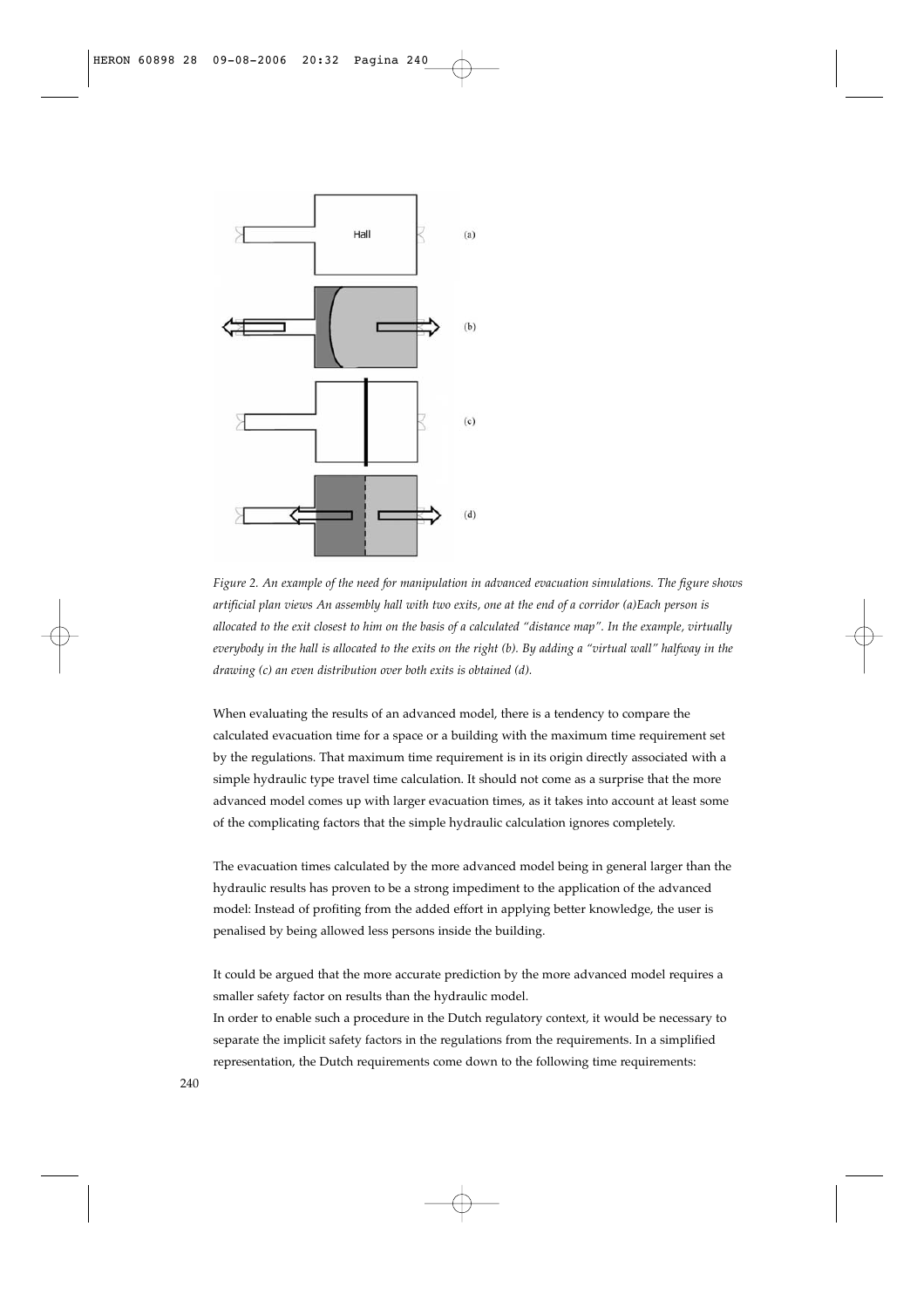*Figure 2. An example of the need for manipulation in advanced evacuation simulations. The figure shows artificial plan views An assembly hall with two exits, one at the end of a corridor (a)Each person is allocated to the exit closest to him on the basis of a calculated "distance map". In the example, virtually everybody in the hall is allocated to the exits on the right (b). By adding a "virtual wall" halfway in the drawing (c) an even distribution over both exits is obtained (d).*

When evaluating the results of an advanced model, there is a tendency to compare the calculated evacuation time for a space or a building with the maximum time requirement set by the regulations. That maximum time requirement is in its origin directly associated with a simple hydraulic type travel time calculation. It should not come as a surprise that the more advanced model comes up with larger evacuation times, as it takes into account at least some of the complicating factors that the simple hydraulic calculation ignores completely.

The evacuation times calculated by the more advanced model being in general larger than the hydraulic results has proven to be a strong impediment to the application of the advanced model: Instead of profiting from the added effort in applying better knowledge, the user is penalised by being allowed less persons inside the building.

It could be argued that the more accurate prediction by the more advanced model requires a smaller safety factor on results than the hydraulic model.
In order to enable such a procedure in the Dutch regulatory context, it would be necessary to separate the implicit safety factors in the regulations from the requirements. In a simplified representation, the Dutch requirements come down to the following time requirements: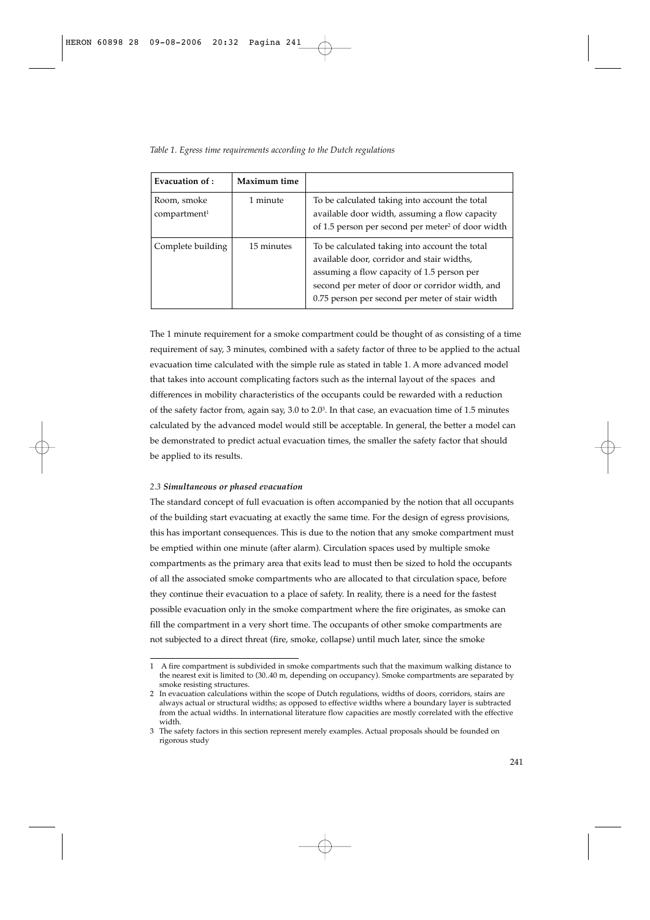*Table 1. Egress time requirements according to the Dutch regulations*

| Evacuation of : | Maximum time | |
|---|---|---|
| Room, smoke compartment[1] | 1 minute | To be calculated taking into account the total available door width, assuming a flow capacity of 1.5 person per second per meter[2] of door width |
| Complete building | 15 minutes | To be calculated taking into account the total available door, corridor and stair widths, assuming a flow capacity of 1.5 person per second per meter of door or corridor width, and 0.75 person per second per meter of stair width |

The 1 minute requirement for a smoke compartment could be thought of as consisting of a time requirement of say, 3 minutes, combined with a safety factor of three to be applied to the actual evacuation time calculated with the simple rule as stated in table 1. A more advanced model that takes into account complicating factors such as the internal layout of the spaces and differences in mobility characteristics of the occupants could be rewarded with a reduction of the safety factor from, again say, 3.0 to 2.0[3]. In that case, an evacuation time of 1.5 minutes calculated by the advanced model would still be acceptable. In general, the better a model can be demonstrated to predict actual evacuation times, the smaller the safety factor that should be applied to its results.

### *2.3 Simultaneous or phased evacuation*

The standard concept of full evacuation is often accompanied by the notion that all occupants of the building start evacuating at exactly the same time. For the design of egress provisions, this has important consequences. This is due to the notion that any smoke compartment must be emptied within one minute (after alarm). Circulation spaces used by multiple smoke compartments as the primary area that exits lead to must then be sized to hold the occupants of all the associated smoke compartments who are allocated to that circulation space, before they continue their evacuation to a place of safety. In reality, there is a need for the fastest possible evacuation only in the smoke compartment where the fire originates, as smoke can fill the compartment in a very short time. The occupants of other smoke compartments are not subjected to a direct threat (fire, smoke, collapse) until much later, since the smoke

---

1 A fire compartment is subdivided in smoke compartments such that the maximum walking distance to the nearest exit is limited to (30..40 m, depending on occupancy). Smoke compartments are separated by smoke resisting structures.

2 In evacuation calculations within the scope of Dutch regulations, widths of doors, corridors, stairs are always actual or structural widths; as opposed to effective widths where a boundary layer is subtracted from the actual widths. In international literature flow capacities are mostly correlated with the effective width.

3 The safety factors in this section represent merely examples. Actual proposals should be founded on rigorous study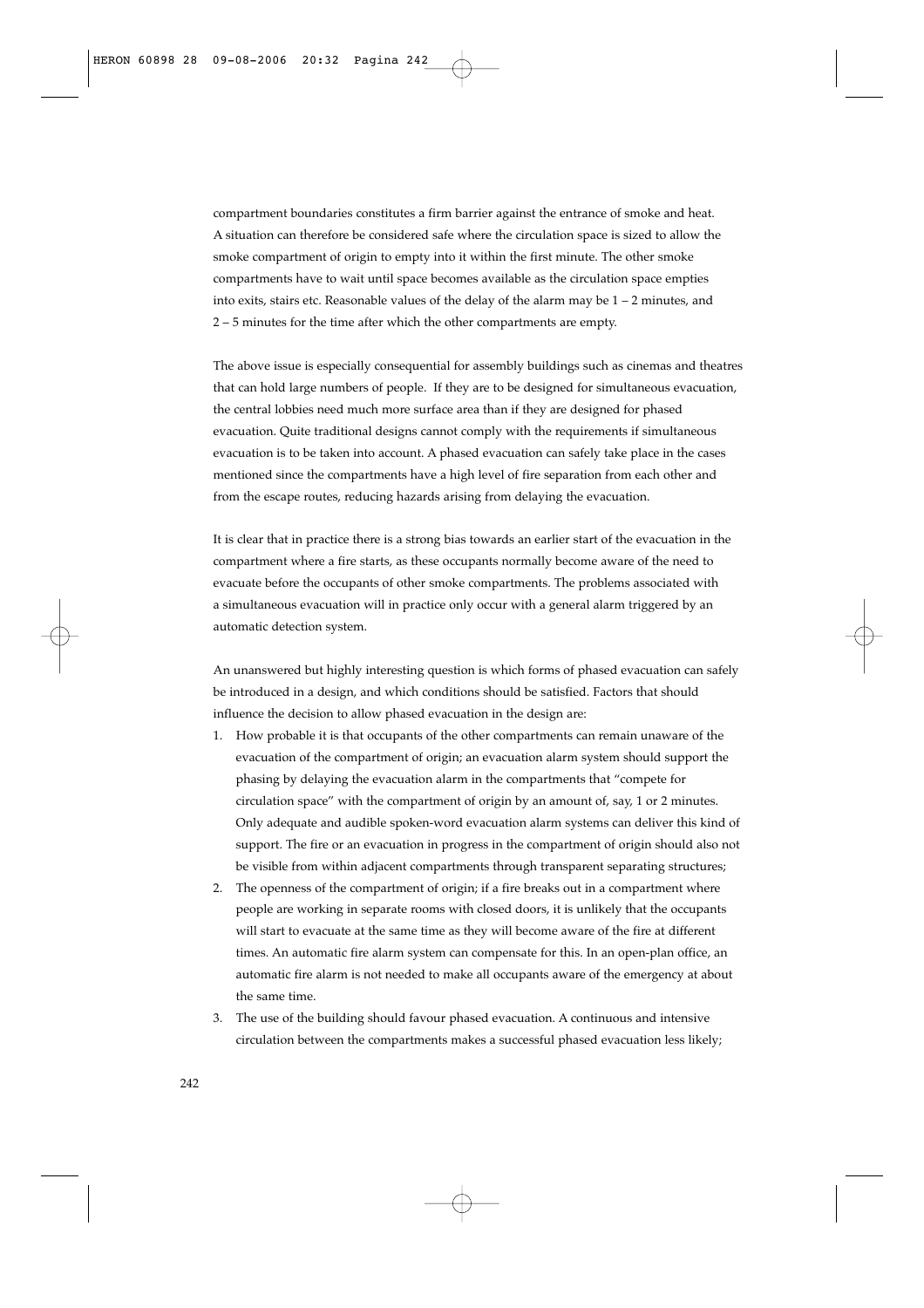compartment boundaries constitutes a firm barrier against the entrance of smoke and heat. A situation can therefore be considered safe where the circulation space is sized to allow the smoke compartment of origin to empty into it within the first minute. The other smoke compartments have to wait until space becomes available as the circulation space empties into exits, stairs etc. Reasonable values of the delay of the alarm may be 1 – 2 minutes, and 2 – 5 minutes for the time after which the other compartments are empty.

The above issue is especially consequential for assembly buildings such as cinemas and theatres that can hold large numbers of people. If they are to be designed for simultaneous evacuation, the central lobbies need much more surface area than if they are designed for phased evacuation. Quite traditional designs cannot comply with the requirements if simultaneous evacuation is to be taken into account. A phased evacuation can safely take place in the cases mentioned since the compartments have a high level of fire separation from each other and from the escape routes, reducing hazards arising from delaying the evacuation.

It is clear that in practice there is a strong bias towards an earlier start of the evacuation in the compartment where a fire starts, as these occupants normally become aware of the need to evacuate before the occupants of other smoke compartments. The problems associated with a simultaneous evacuation will in practice only occur with a general alarm triggered by an automatic detection system.

An unanswered but highly interesting question is which forms of phased evacuation can safely be introduced in a design, and which conditions should be satisfied. Factors that should influence the decision to allow phased evacuation in the design are:

1. How probable it is that occupants of the other compartments can remain unaware of the evacuation of the compartment of origin; an evacuation alarm system should support the phasing by delaying the evacuation alarm in the compartments that "compete for circulation space" with the compartment of origin by an amount of, say, 1 or 2 minutes. Only adequate and audible spoken-word evacuation alarm systems can deliver this kind of support. The fire or an evacuation in progress in the compartment of origin should also not be visible from within adjacent compartments through transparent separating structures;
2. The openness of the compartment of origin; if a fire breaks out in a compartment where people are working in separate rooms with closed doors, it is unlikely that the occupants will start to evacuate at the same time as they will become aware of the fire at different times. An automatic fire alarm system can compensate for this. In an open-plan office, an automatic fire alarm is not needed to make all occupants aware of the emergency at about the same time.
3. The use of the building should favour phased evacuation. A continuous and intensive circulation between the compartments makes a successful phased evacuation less likely;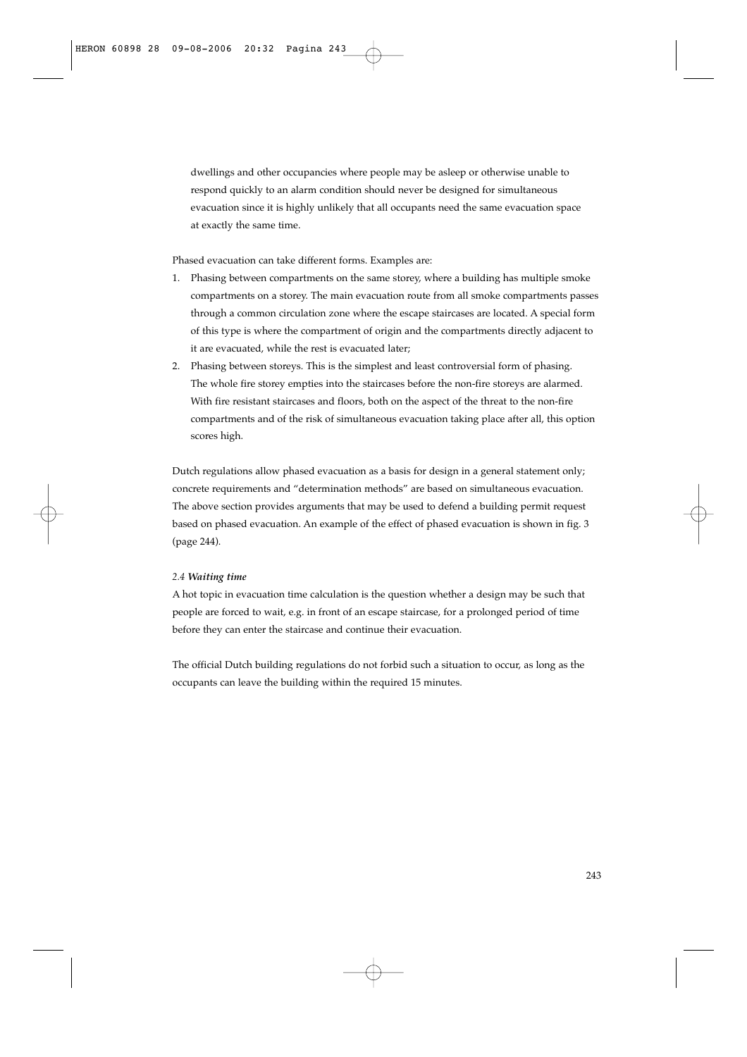dwellings and other occupancies where people may be asleep or otherwise unable to respond quickly to an alarm condition should never be designed for simultaneous evacuation since it is highly unlikely that all occupants need the same evacuation space at exactly the same time.

Phased evacuation can take different forms. Examples are:

1. Phasing between compartments on the same storey, where a building has multiple smoke compartments on a storey. The main evacuation route from all smoke compartments passes through a common circulation zone where the escape staircases are located. A special form of this type is where the compartment of origin and the compartments directly adjacent to it are evacuated, while the rest is evacuated later;
2. Phasing between storeys. This is the simplest and least controversial form of phasing. The whole fire storey empties into the staircases before the non-fire storeys are alarmed. With fire resistant staircases and floors, both on the aspect of the threat to the non-fire compartments and of the risk of simultaneous evacuation taking place after all, this option scores high.

Dutch regulations allow phased evacuation as a basis for design in a general statement only; concrete requirements and "determination methods" are based on simultaneous evacuation. The above section provides arguments that may be used to defend a building permit request based on phased evacuation. An example of the effect of phased evacuation is shown in fig. 3 (page 244).

### *2.4 Waiting time*

A hot topic in evacuation time calculation is the question whether a design may be such that people are forced to wait, e.g. in front of an escape staircase, for a prolonged period of time before they can enter the staircase and continue their evacuation.

The official Dutch building regulations do not forbid such a situation to occur, as long as the occupants can leave the building within the required 15 minutes.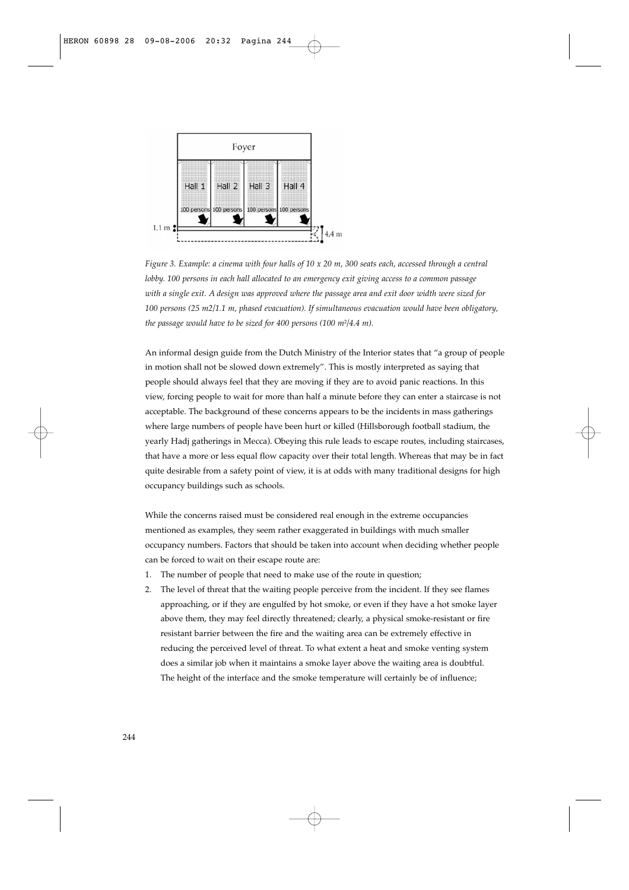*Figure 3. Example: a cinema with four halls of 10 x 20 m, 300 seats each, accessed through a central lobby. 100 persons in each hall allocated to an emergency exit giving access to a common passage with a single exit. A design was approved where the passage area and exit door width were sized for 100 persons (25 m2/1.1 m, phased evacuation). If simultaneous evacuation would have been obligatory, the passage would have to be sized for 400 persons (100 m²/4.4 m).*

An informal design guide from the Dutch Ministry of the Interior states that "a group of people in motion shall not be slowed down extremely". This is mostly interpreted as saying that people should always feel that they are moving if they are to avoid panic reactions. In this view, forcing people to wait for more than half a minute before they can enter a staircase is not acceptable. The background of these concerns appears to be the incidents in mass gatherings where large numbers of people have been hurt or killed (Hillsborough football stadium, the yearly Hadj gatherings in Mecca). Obeying this rule leads to escape routes, including staircases, that have a more or less equal flow capacity over their total length. Whereas that may be in fact quite desirable from a safety point of view, it is at odds with many traditional designs for high occupancy buildings such as schools.

While the concerns raised must be considered real enough in the extreme occupancies mentioned as examples, they seem rather exaggerated in buildings with much smaller occupancy numbers. Factors that should be taken into account when deciding whether people can be forced to wait on their escape route are:

1. The number of people that need to make use of the route in question;
2. The level of threat that the waiting people perceive from the incident. If they see flames approaching, or if they are engulfed by hot smoke, or even if they have a hot smoke layer above them, they may feel directly threatened; clearly, a physical smoke-resistant or fire resistant barrier between the fire and the waiting area can be extremely effective in reducing the perceived level of threat. To what extent a heat and smoke venting system does a similar job when it maintains a smoke layer above the waiting area is doubtful. The height of the interface and the smoke temperature will certainly be of influence;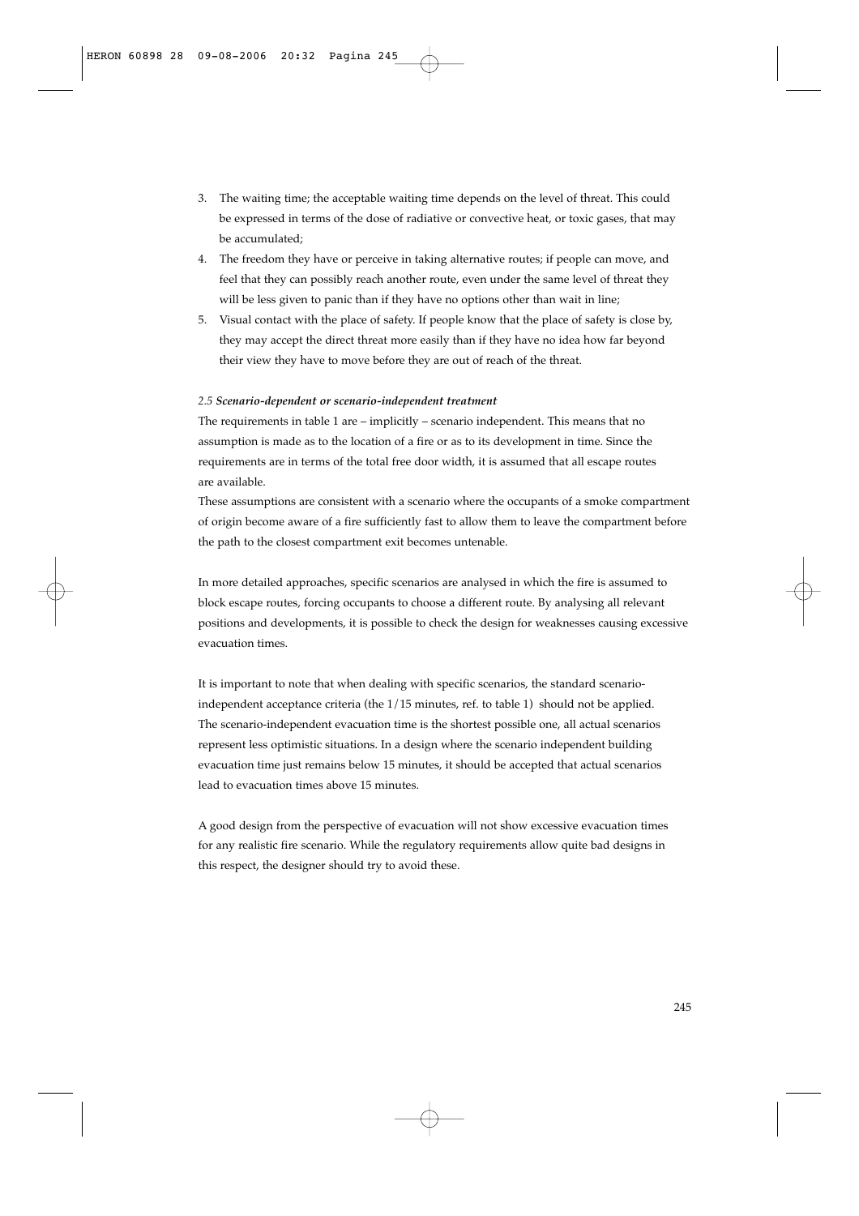3. The waiting time; the acceptable waiting time depends on the level of threat. This could be expressed in terms of the dose of radiative or convective heat, or toxic gases, that may be accumulated;
4. The freedom they have or perceive in taking alternative routes; if people can move, and feel that they can possibly reach another route, even under the same level of threat they will be less given to panic than if they have no options other than wait in line;
5. Visual contact with the place of safety. If people know that the place of safety is close by, they may accept the direct threat more easily than if they have no idea how far beyond their view they have to move before they are out of reach of the threat.

### *2.5 Scenario-dependent or scenario-independent treatment*

The requirements in table 1 are – implicitly – scenario independent. This means that no assumption is made as to the location of a fire or as to its development in time. Since the requirements are in terms of the total free door width, it is assumed that all escape routes are available.

These assumptions are consistent with a scenario where the occupants of a smoke compartment of origin become aware of a fire sufficiently fast to allow them to leave the compartment before the path to the closest compartment exit becomes untenable.

In more detailed approaches, specific scenarios are analysed in which the fire is assumed to block escape routes, forcing occupants to choose a different route. By analysing all relevant positions and developments, it is possible to check the design for weaknesses causing excessive evacuation times.

It is important to note that when dealing with specific scenarios, the standard scenario-independent acceptance criteria (the 1/15 minutes, ref. to table 1) should not be applied. The scenario-independent evacuation time is the shortest possible one, all actual scenarios represent less optimistic situations. In a design where the scenario independent building evacuation time just remains below 15 minutes, it should be accepted that actual scenarios lead to evacuation times above 15 minutes.

A good design from the perspective of evacuation will not show excessive evacuation times for any realistic fire scenario. While the regulatory requirements allow quite bad designs in this respect, the designer should try to avoid these.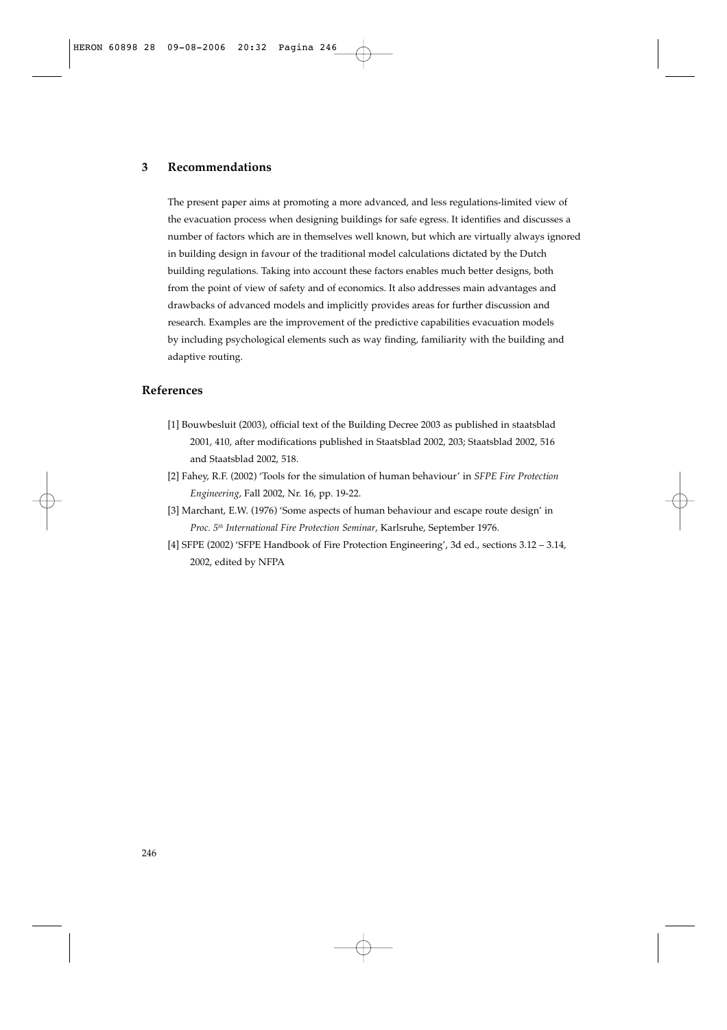## 3 Recommendations

The present paper aims at promoting a more advanced, and less regulations-limited view of the evacuation process when designing buildings for safe egress. It identifies and discusses a number of factors which are in themselves well known, but which are virtually always ignored in building design in favour of the traditional model calculations dictated by the Dutch building regulations. Taking into account these factors enables much better designs, both from the point of view of safety and of economics. It also addresses main advantages and drawbacks of advanced models and implicitly provides areas for further discussion and research. Examples are the improvement of the predictive capabilities evacuation models by including psychological elements such as way finding, familiarity with the building and adaptive routing.

## References

[1] Bouwbesluit (2003), official text of the Building Decree 2003 as published in staatsblad 2001, 410, after modifications published in Staatsblad 2002, 203; Staatsblad 2002, 516 and Staatsblad 2002, 518.

[2] Fahey, R.F. (2002) 'Tools for the simulation of human behaviour' in *SFPE Fire Protection Engineering*, Fall 2002, Nr. 16, pp. 19-22.

[3] Marchant, E.W. (1976) 'Some aspects of human behaviour and escape route design' in *Proc. 5th International Fire Protection Seminar*, Karlsruhe, September 1976.

[4] SFPE (2002) 'SFPE Handbook of Fire Protection Engineering', 3d ed., sections 3.12 – 3.14, 2002, edited by NFPA